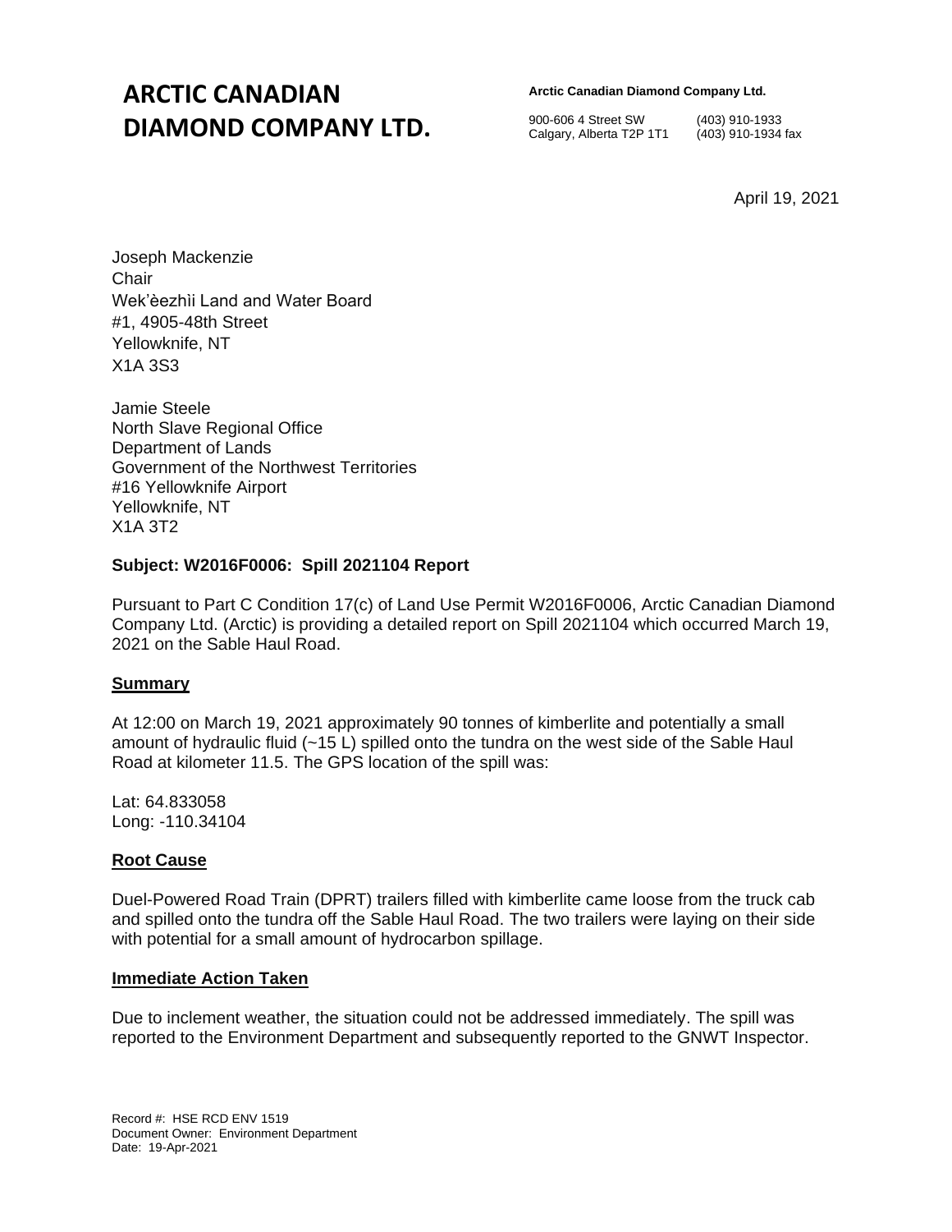# ARCTIC CANADIAN DIAMOND COMPANY LTD.

**Arctic Canadian Diamond Company Ltd.**

900-606 4 Street SW (403) 910-1933
Calgary, Alberta T2P 1T1 (403) 910-1934 fax

April 19, 2021

Joseph Mackenzie
Chair
Wek'èezhìi Land and Water Board
#1, 4905-48th Street
Yellowknife, NT
X1A 3S3

Jamie Steele
North Slave Regional Office
Department of Lands
Government of the Northwest Territories
#16 Yellowknife Airport
Yellowknife, NT
X1A 3T2

**Subject: W2016F0006: Spill 2021104 Report**

Pursuant to Part C Condition 17(c) of Land Use Permit W2016F0006, Arctic Canadian Diamond Company Ltd. (Arctic) is providing a detailed report on Spill 2021104 which occurred March 19, 2021 on the Sable Haul Road.

**Summary**

At 12:00 on March 19, 2021 approximately 90 tonnes of kimberlite and potentially a small amount of hydraulic fluid (~15 L) spilled onto the tundra on the west side of the Sable Haul Road at kilometer 11.5. The GPS location of the spill was:

Lat: 64.833058
Long: -110.34104

**Root Cause**

Duel-Powered Road Train (DPRT) trailers filled with kimberlite came loose from the truck cab and spilled onto the tundra off the Sable Haul Road. The two trailers were laying on their side with potential for a small amount of hydrocarbon spillage.

**Immediate Action Taken**

Due to inclement weather, the situation could not be addressed immediately. The spill was reported to the Environment Department and subsequently reported to the GNWT Inspector.

Record #: HSE RCD ENV 1519
Document Owner: Environment Department
Date: 19-Apr-2021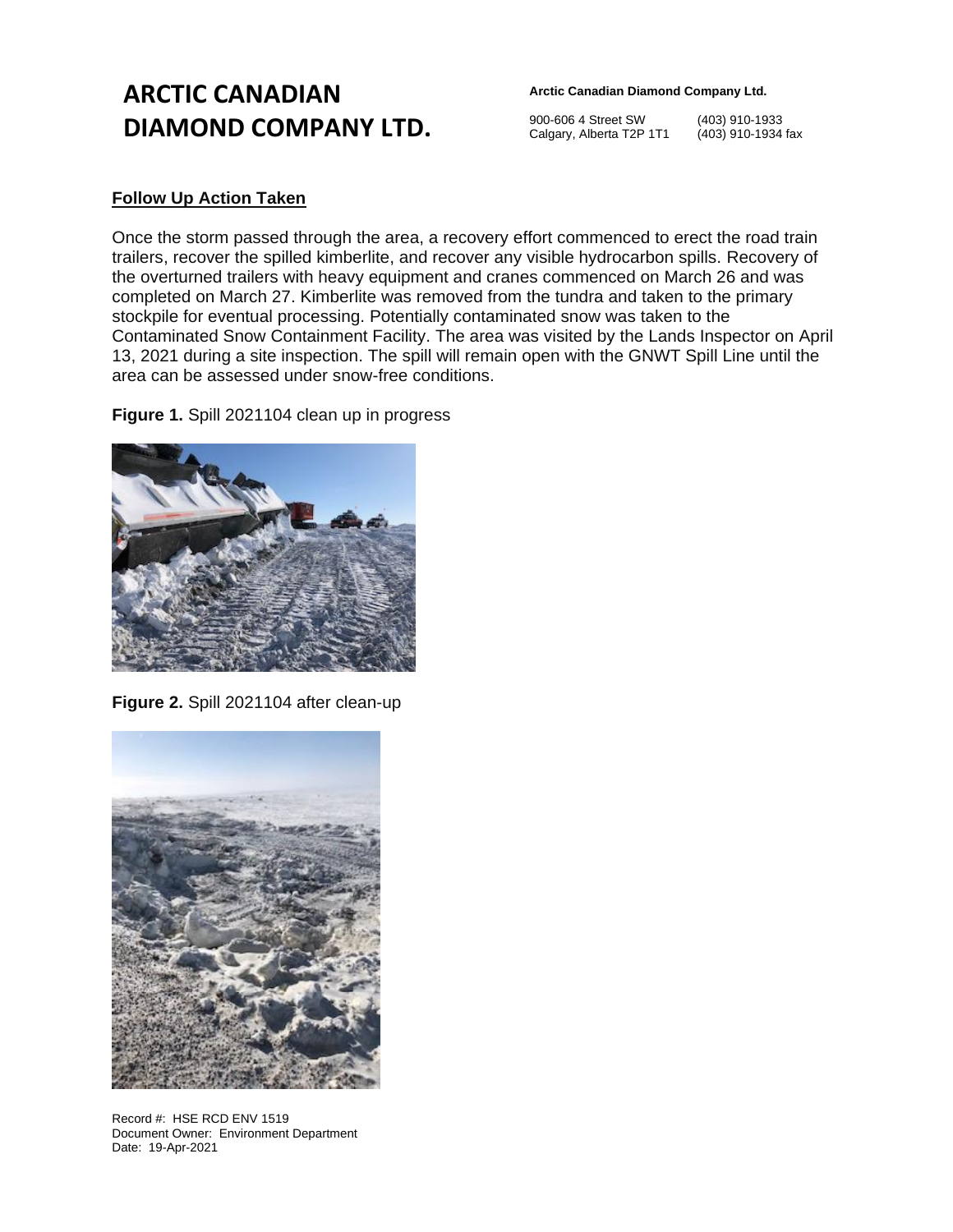## Follow Up Action Taken

Once the storm passed through the area, a recovery effort commenced to erect the road train trailers, recover the spilled kimberlite, and recover any visible hydrocarbon spills. Recovery of the overturned trailers with heavy equipment and cranes commenced on March 26 and was completed on March 27. Kimberlite was removed from the tundra and taken to the primary stockpile for eventual processing. Potentially contaminated snow was taken to the Contaminated Snow Containment Facility. The area was visited by the Lands Inspector on April 13, 2021 during a site inspection. The spill will remain open with the GNWT Spill Line until the area can be assessed under snow-free conditions.

**Figure 1.** Spill 2021104 clean up in progress

**Figure 2.** Spill 2021104 after clean-up

Record #: HSE RCD ENV 1519
Document Owner: Environment Department
Date: 19-Apr-2021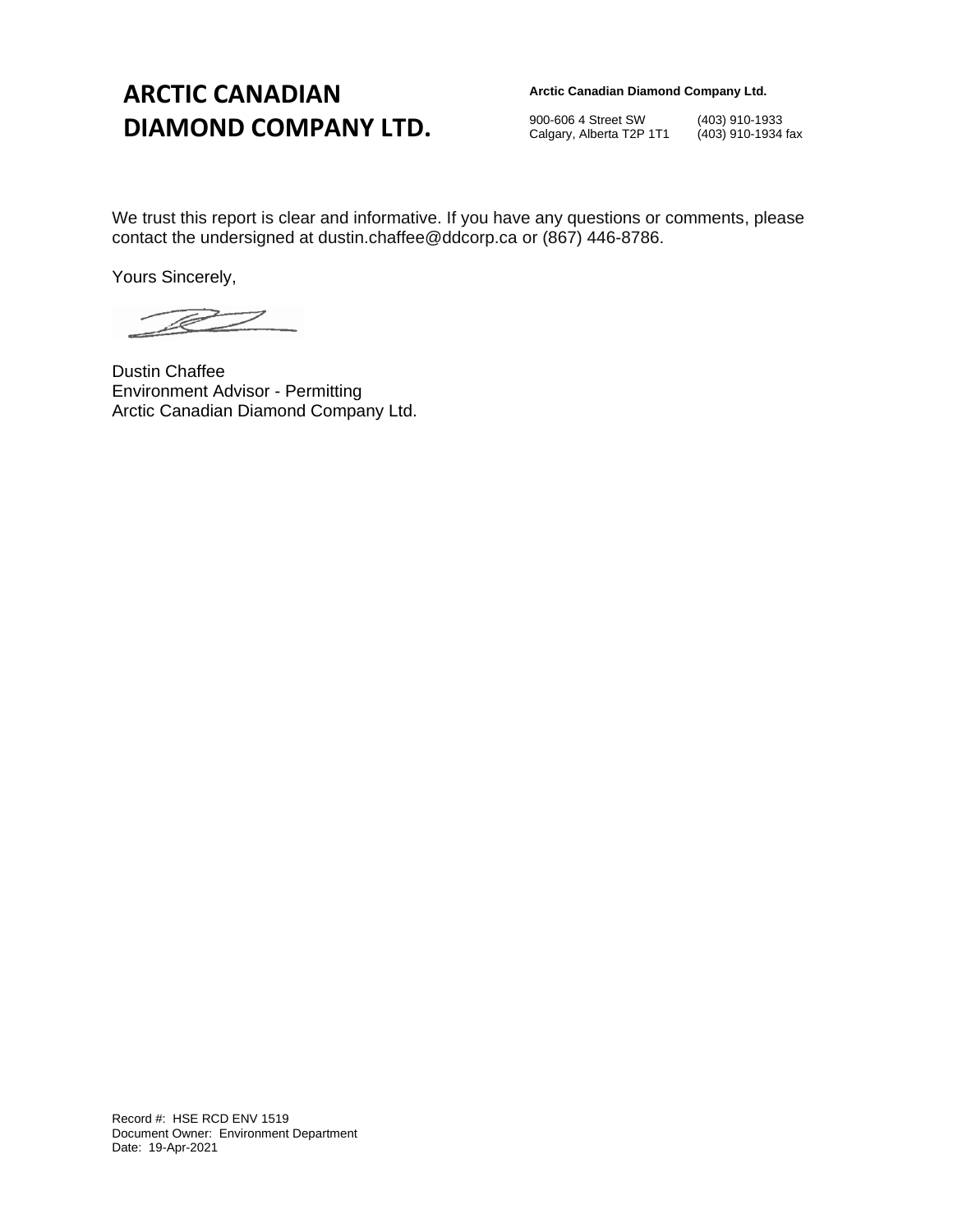**ARCTIC CANADIAN DIAMOND COMPANY LTD.**

**Arctic Canadian Diamond Company Ltd.**

900-606 4 Street SW
Calgary, Alberta T2P 1T1

(403) 910-1933
(403) 910-1934 fax

We trust this report is clear and informative. If you have any questions or comments, please contact the undersigned at dustin.chaffee@ddcorp.ca or (867) 446-8786.

Yours Sincerely,

Dustin Chaffee
Environment Advisor - Permitting
Arctic Canadian Diamond Company Ltd.

Record #: HSE RCD ENV 1519
Document Owner: Environment Department
Date: 19-Apr-2021